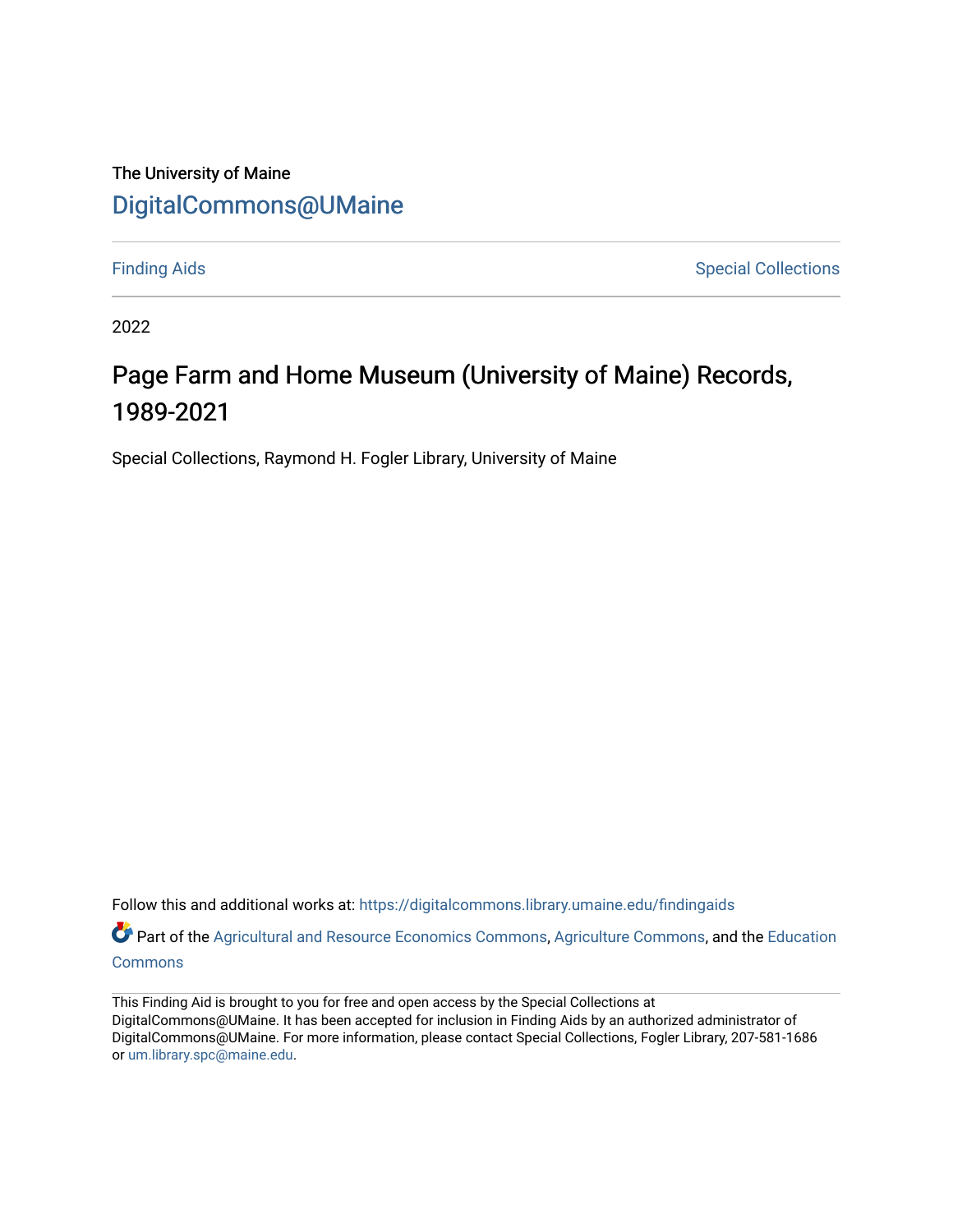The University of Maine

DigitalCommons@UMaine

Finding Aids | Special Collections

2022

# Page Farm and Home Museum (University of Maine) Records, 1989-2021

Special Collections, Raymond H. Fogler Library, University of Maine

Follow this and additional works at: https://digitalcommons.library.umaine.edu/findingaids

Part of the Agricultural and Resource Economics Commons, Agriculture Commons, and the Education Commons

This Finding Aid is brought to you for free and open access by the Special Collections at DigitalCommons@UMaine. It has been accepted for inclusion in Finding Aids by an authorized administrator of DigitalCommons@UMaine. For more information, please contact Special Collections, Fogler Library, 207-581-1686 or um.library.spc@maine.edu.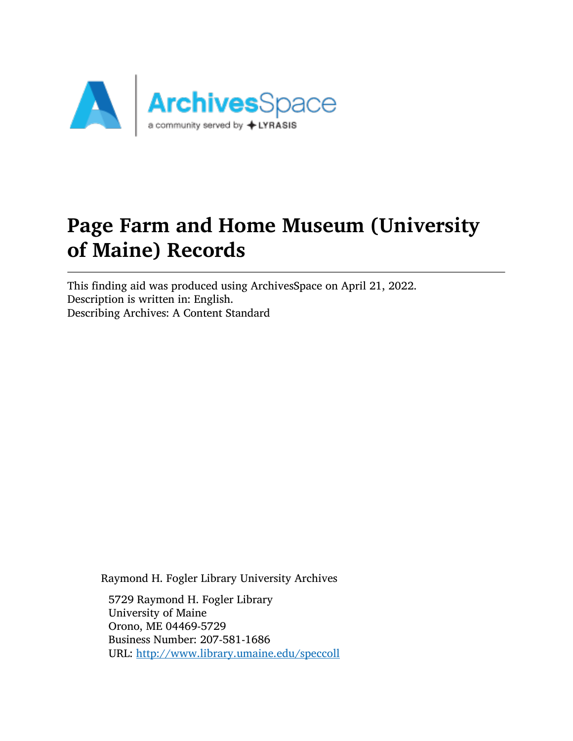# Page Farm and Home Museum (University of Maine) Records

This finding aid was produced using ArchivesSpace on April 21, 2022.
Description is written in: English.
Describing Archives: A Content Standard

Raymond H. Fogler Library University Archives

5729 Raymond H. Fogler Library
University of Maine
Orono, ME 04469-5729
Business Number: 207-581-1686
URL: http://www.library.umaine.edu/speccoll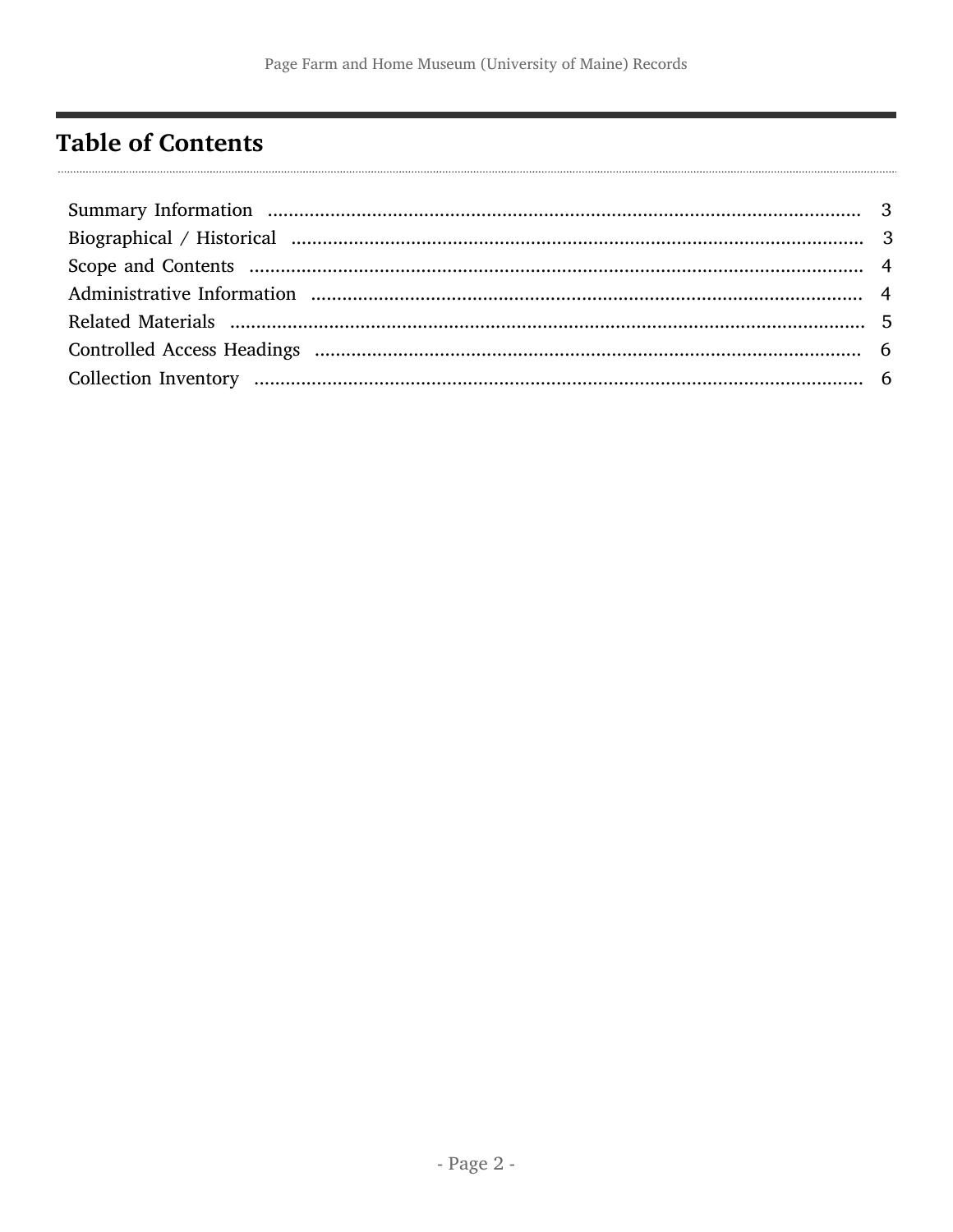## Table of Contents

Summary Information ........................................................................................................ 3
Biographical / Historical .................................................................................................... 3
Scope and Contents ........................................................................................................... 4
Administrative Information ............................................................................................... 4
Related Materials ............................................................................................................... 5
Controlled Access Headings .............................................................................................. 6
Collection Inventory .......................................................................................................... 6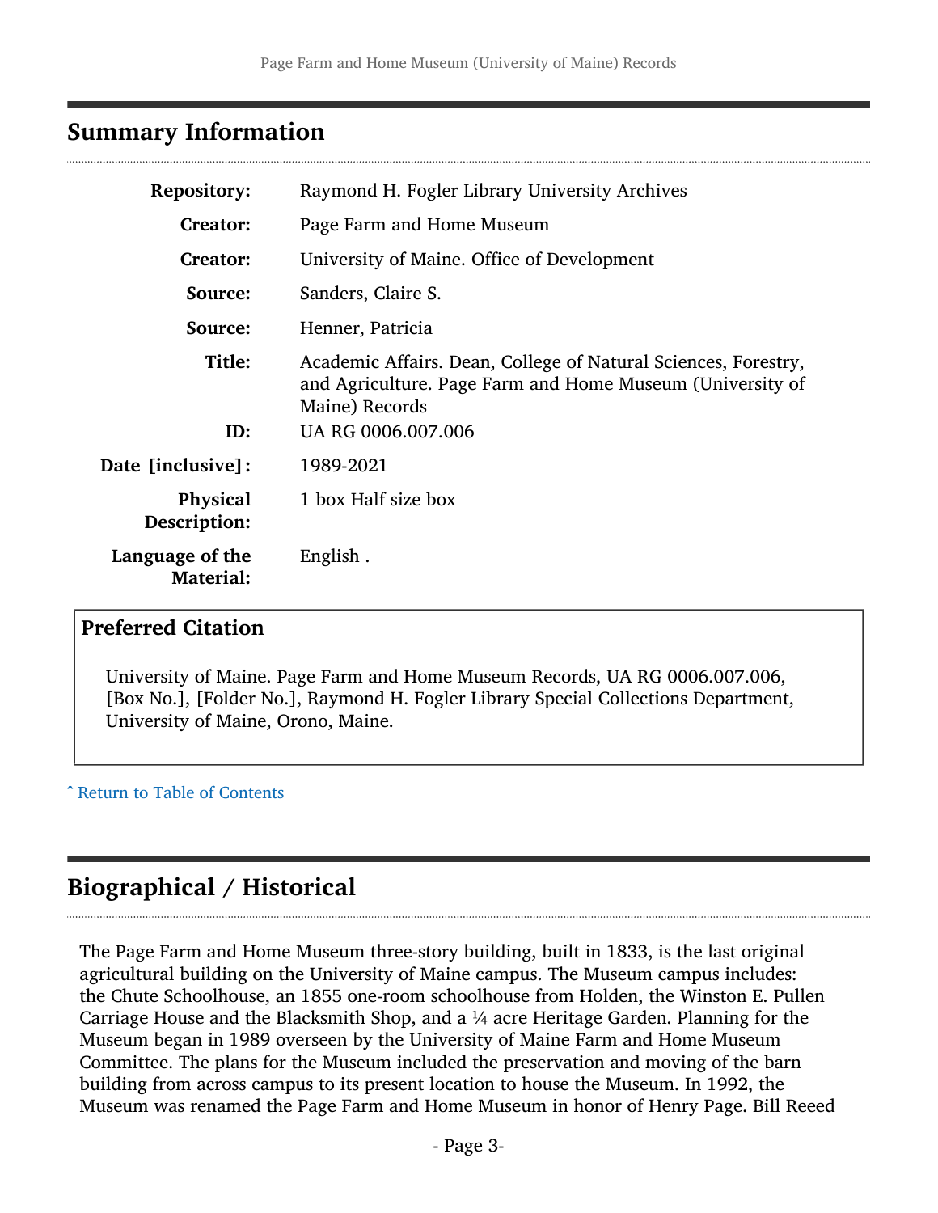## Summary Information

| | |
|---|---|
| **Repository:** | Raymond H. Fogler Library University Archives |
| **Creator:** | Page Farm and Home Museum |
| **Creator:** | University of Maine. Office of Development |
| **Source:** | Sanders, Claire S. |
| **Source:** | Henner, Patricia |
| **Title:** | Academic Affairs. Dean, College of Natural Sciences, Forestry, and Agriculture. Page Farm and Home Museum (University of Maine) Records |
| **ID:** | UA RG 0006.007.006 |
| **Date [inclusive]:** | 1989-2021 |
| **Physical Description:** | 1 box Half size box |
| **Language of the Material:** | English . |

### Preferred Citation

University of Maine. Page Farm and Home Museum Records, UA RG 0006.007.006, [Box No.], [Folder No.], Raymond H. Fogler Library Special Collections Department, University of Maine, Orono, Maine.

ˆ Return to Table of Contents

## Biographical / Historical

The Page Farm and Home Museum three-story building, built in 1833, is the last original agricultural building on the University of Maine campus. The Museum campus includes: the Chute Schoolhouse, an 1855 one-room schoolhouse from Holden, the Winston E. Pullen Carriage House and the Blacksmith Shop, and a ¼ acre Heritage Garden. Planning for the Museum began in 1989 overseen by the University of Maine Farm and Home Museum Committee. The plans for the Museum included the preservation and moving of the barn building from across campus to its present location to house the Museum. In 1992, the Museum was renamed the Page Farm and Home Museum in honor of Henry Page. Bill Reeed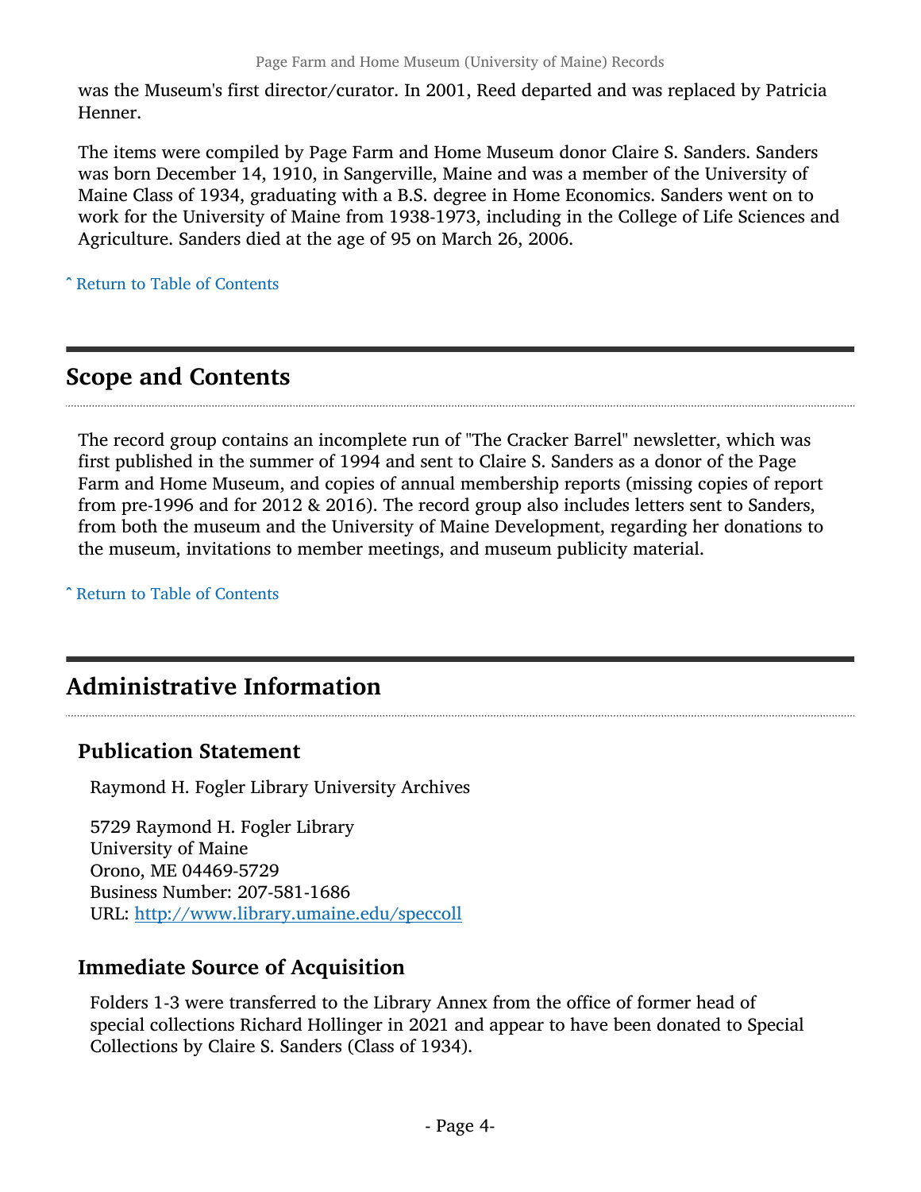was the Museum's first director/curator. In 2001, Reed departed and was replaced by Patricia Henner.

The items were compiled by Page Farm and Home Museum donor Claire S. Sanders. Sanders was born December 14, 1910, in Sangerville, Maine and was a member of the University of Maine Class of 1934, graduating with a B.S. degree in Home Economics. Sanders went on to work for the University of Maine from 1938-1973, including in the College of Life Sciences and Agriculture. Sanders died at the age of 95 on March 26, 2006.

ˆ Return to Table of Contents

## Scope and Contents

The record group contains an incomplete run of "The Cracker Barrel" newsletter, which was first published in the summer of 1994 and sent to Claire S. Sanders as a donor of the Page Farm and Home Museum, and copies of annual membership reports (missing copies of report from pre-1996 and for 2012 & 2016). The record group also includes letters sent to Sanders, from both the museum and the University of Maine Development, regarding her donations to the museum, invitations to member meetings, and museum publicity material.

ˆ Return to Table of Contents

## Administrative Information

### Publication Statement

Raymond H. Fogler Library University Archives

5729 Raymond H. Fogler Library
University of Maine
Orono, ME 04469-5729
Business Number: 207-581-1686
URL: http://www.library.umaine.edu/speccoll

### Immediate Source of Acquisition

Folders 1-3 were transferred to the Library Annex from the office of former head of special collections Richard Hollinger in 2021 and appear to have been donated to Special Collections by Claire S. Sanders (Class of 1934).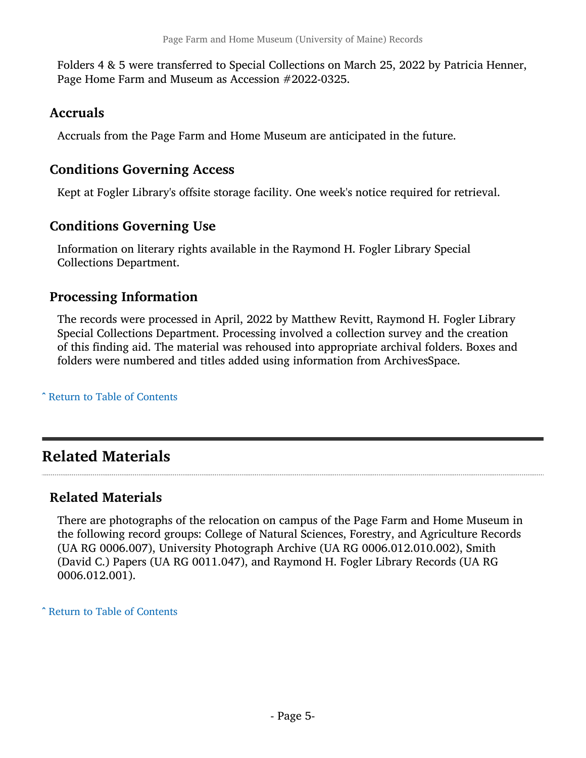Folders 4 & 5 were transferred to Special Collections on March 25, 2022 by Patricia Henner, Page Home Farm and Museum as Accession #2022-0325.

### Accruals

Accruals from the Page Farm and Home Museum are anticipated in the future.

### Conditions Governing Access

Kept at Fogler Library's offsite storage facility. One week's notice required for retrieval.

### Conditions Governing Use

Information on literary rights available in the Raymond H. Fogler Library Special Collections Department.

### Processing Information

The records were processed in April, 2022 by Matthew Revitt, Raymond H. Fogler Library Special Collections Department. Processing involved a collection survey and the creation of this finding aid. The material was rehoused into appropriate archival folders. Boxes and folders were numbered and titles added using information from ArchivesSpace.

ˆ Return to Table of Contents

## Related Materials

### Related Materials

There are photographs of the relocation on campus of the Page Farm and Home Museum in the following record groups: College of Natural Sciences, Forestry, and Agriculture Records (UA RG 0006.007), University Photograph Archive (UA RG 0006.012.010.002), Smith (David C.) Papers (UA RG 0011.047), and Raymond H. Fogler Library Records (UA RG 0006.012.001).

ˆ Return to Table of Contents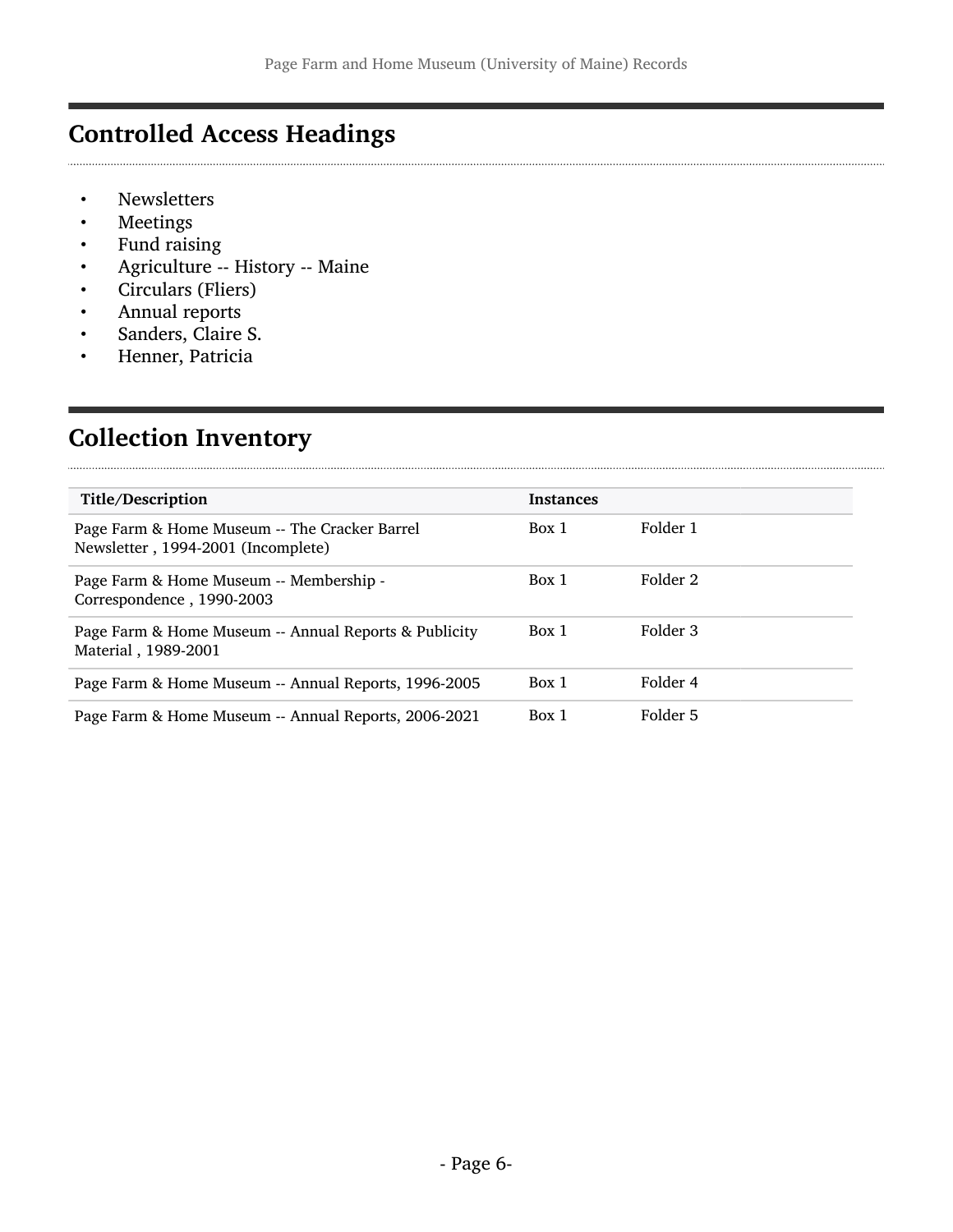## Controlled Access Headings

- Newsletters
- Meetings
- Fund raising
- Agriculture -- History -- Maine
- Circulars (Fliers)
- Annual reports
- Sanders, Claire S.
- Henner, Patricia

## Collection Inventory

| Title/Description | Instances | |
|---|---|---|
| Page Farm & Home Museum -- The Cracker Barrel Newsletter , 1994-2001 (Incomplete) | Box 1 | Folder 1 |
| Page Farm & Home Museum -- Membership - Correspondence , 1990-2003 | Box 1 | Folder 2 |
| Page Farm & Home Museum -- Annual Reports & Publicity Material , 1989-2001 | Box 1 | Folder 3 |
| Page Farm & Home Museum -- Annual Reports, 1996-2005 | Box 1 | Folder 4 |
| Page Farm & Home Museum -- Annual Reports, 2006-2021 | Box 1 | Folder 5 |